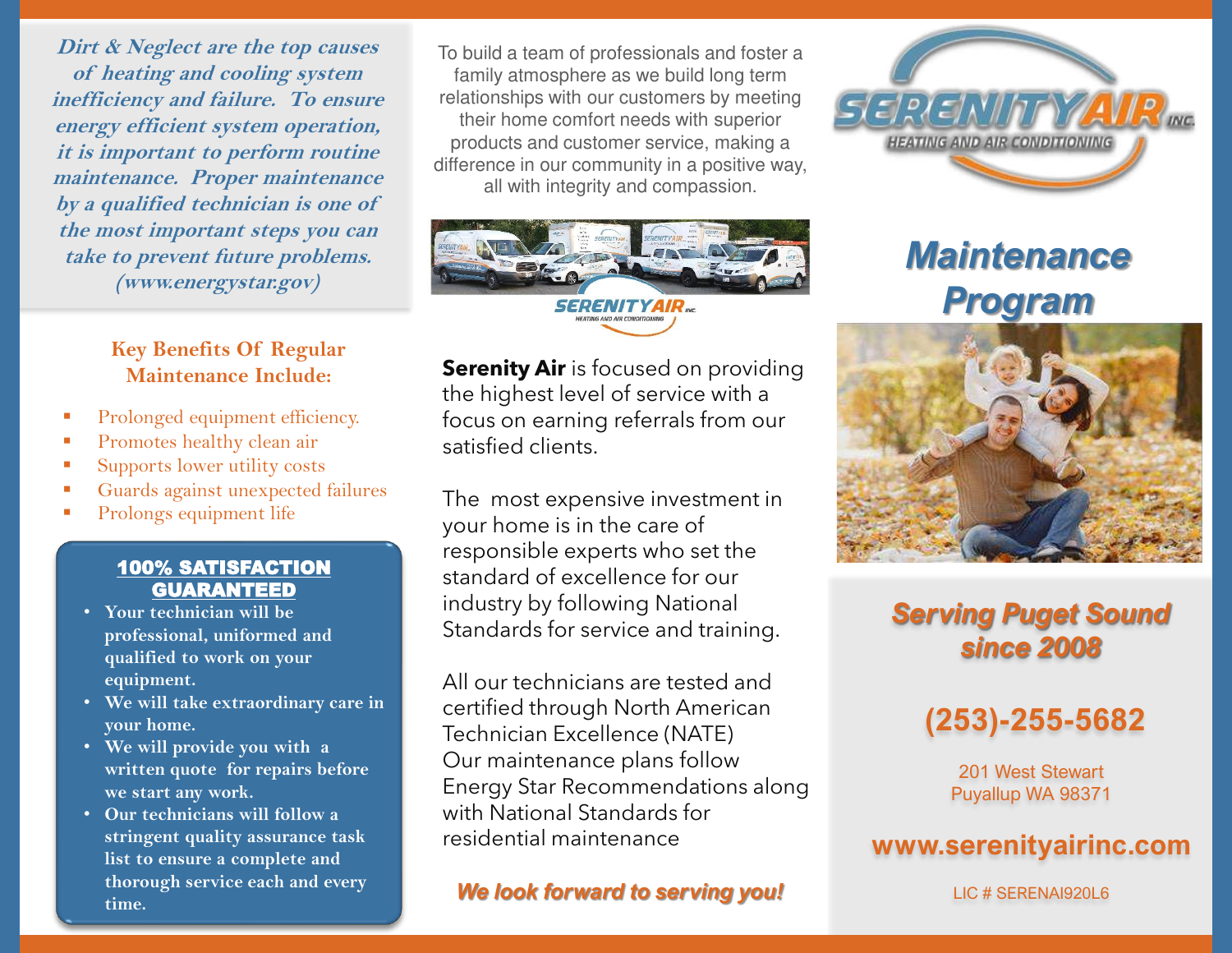*Dirt & Neglect are the top causes of heating and cooling system inefficiency and failure. To ensure energy efficient system operation, it is important to perform routine maintenance. Proper maintenance by a qualified technician is one of the most important steps you can take to prevent future problems. (www.energystar.gov)*

### Key Benefits Of Regular Maintenance Include:

- Prolonged equipment efficiency.
- Promotes healthy clean air
- Supports lower utility costs
- Guards against unexpected failures
- Prolongs equipment life

**100% SATISFACTION GUARANTEED**

- **Your technician will be professional, uniformed and qualified to work on your equipment.**
- **We will take extraordinary care in your home.**
- **We will provide you with a written quote for repairs before we start any work.**
- **Our technicians will follow a stringent quality assurance task list to ensure a complete and thorough service each and every time.**

To build a team of professionals and foster a family atmosphere as we build long term relationships with our customers by meeting their home comfort needs with superior products and customer service, making a difference in our community in a positive way, all with integrity and compassion.

SERENITY AIR INC. HEATING AND AIR CONDITIONING

**Serenity Air** is focused on providing the highest level of service with a focus on earning referrals from our satisfied clients.

The most expensive investment in your home is in the care of responsible experts who set the standard of excellence for our industry by following National Standards for service and training.

All our technicians are tested and certified through North American Technician Excellence (NATE) Our maintenance plans follow Energy Star Recommendations along with National Standards for residential maintenance

***We look forward to serving you!***

SERENITY AIR INC. HEATING AND AIR CONDITIONING

# Maintenance Program

***Serving Puget Sound since 2008***

**(253)-255-5682**

201 West Stewart
Puyallup WA 98371

**www.serenityairinc.com**

LIC # SERENAI920L6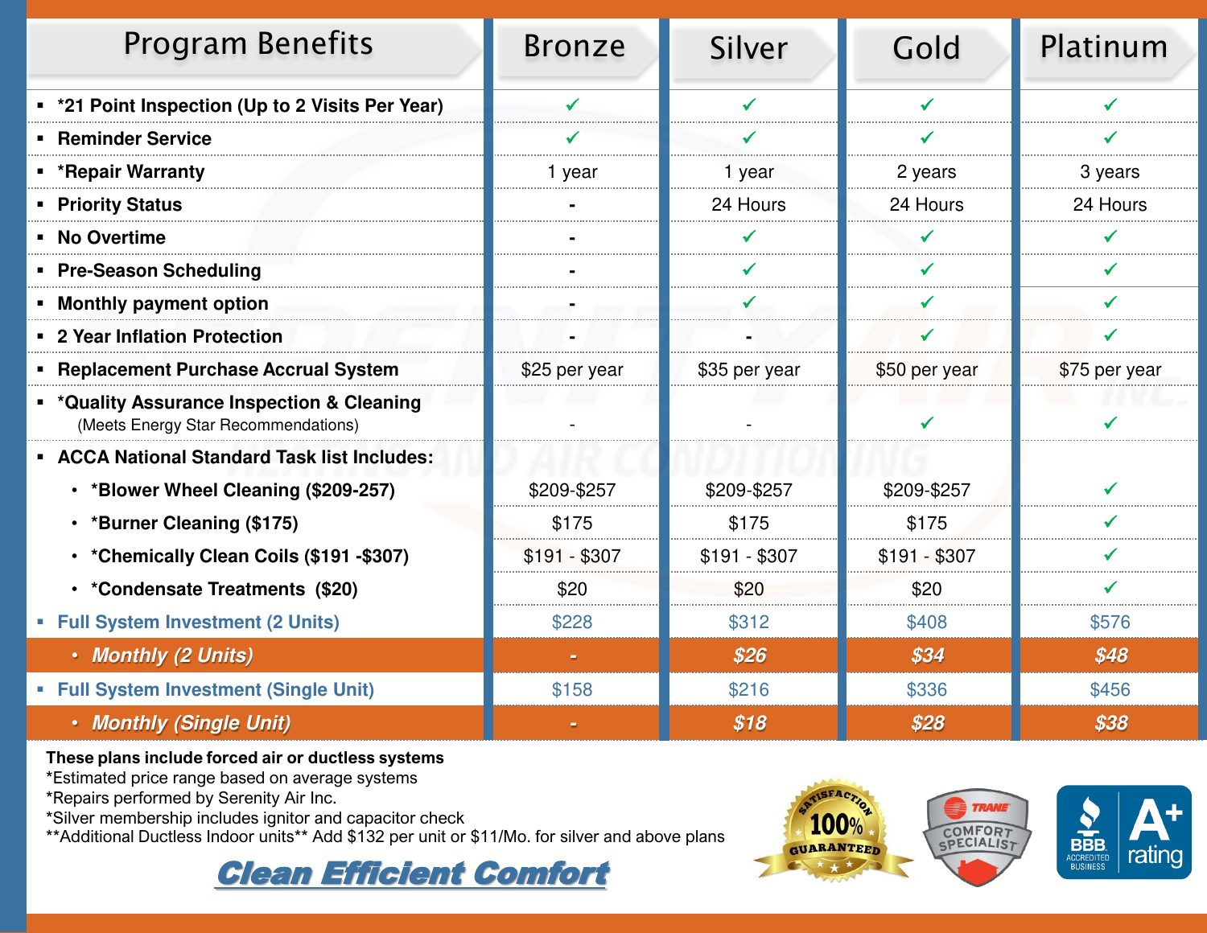| Program Benefits | Bronze | Silver | Gold | Platinum |
|---|---|---|---|---|
| *21 Point Inspection (Up to 2 Visits Per Year) | ✓ | ✓ | ✓ | ✓ |
| Reminder Service | ✓ | ✓ | ✓ | ✓ |
| *Repair Warranty | 1 year | 1 year | 2 years | 3 years |
| Priority Status | - | 24 Hours | 24 Hours | 24 Hours |
| No Overtime | - | ✓ | ✓ | ✓ |
| Pre-Season Scheduling | - | ✓ | ✓ | ✓ |
| Monthly payment option | - | ✓ | ✓ | ✓ |
| 2 Year Inflation Protection | - | - | ✓ | ✓ |
| Replacement Purchase Accrual System | $25 per year | $35 per year | $50 per year | $75 per year |
| *Quality Assurance Inspection & Cleaning (Meets Energy Star Recommendations) | - | - | ✓ | ✓ |
| ACCA National Standard Task list Includes: | | | | |
| • *Blower Wheel Cleaning ($209-257) | $209-$257 | $209-$257 | $209-$257 | ✓ |
| • *Burner Cleaning ($175) | $175 | $175 | $175 | ✓ |
| • *Chemically Clean Coils ($191 -$307) | $191 - $307 | $191 - $307 | $191 - $307 | ✓ |
| • *Condensate Treatments ($20) | $20 | $20 | $20 | ✓ |
| Full System Investment (2 Units) | $228 | $312 | $408 | $576 |
| • *Monthly (2 Units)* | - | $26 | $34 | $48 |
| Full System Investment (Single Unit) | $158 | $216 | $336 | $456 |
| • *Monthly (Single Unit)* | - | $18 | $28 | $38 |

**These plans include forced air or ductless systems**

*Estimated price range based on average systems

*Repairs performed by Serenity Air Inc.

*Silver membership includes ignitor and capacitor check

**Additional Ductless Indoor units** Add $132 per unit or $11/Mo. for silver and above plans

**Clean Efficient Comfort**